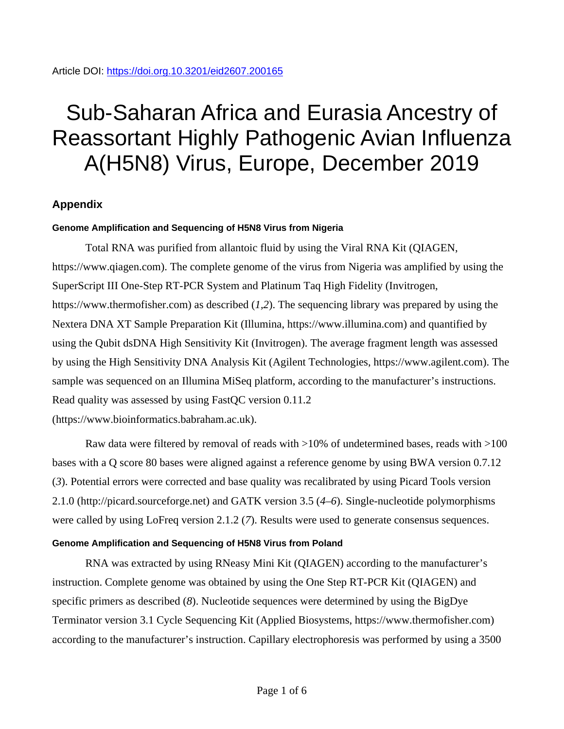Article DOI: https://doi.org.10.3201/eid2607.200165

# Sub-Saharan Africa and Eurasia Ancestry of Reassortant Highly Pathogenic Avian Influenza A(H5N8) Virus, Europe, December 2019

## Appendix

### Genome Amplification and Sequencing of H5N8 Virus from Nigeria

Total RNA was purified from allantoic fluid by using the Viral RNA Kit (QIAGEN, https://www.qiagen.com). The complete genome of the virus from Nigeria was amplified by using the SuperScript III One-Step RT-PCR System and Platinum Taq High Fidelity (Invitrogen, https://www.thermofisher.com) as described (*1*,*2*). The sequencing library was prepared by using the Nextera DNA XT Sample Preparation Kit (Illumina, https://www.illumina.com) and quantified by using the Qubit dsDNA High Sensitivity Kit (Invitrogen). The average fragment length was assessed by using the High Sensitivity DNA Analysis Kit (Agilent Technologies, https://www.agilent.com). The sample was sequenced on an Illumina MiSeq platform, according to the manufacturer's instructions. Read quality was assessed by using FastQC version 0.11.2 (https://www.bioinformatics.babraham.ac.uk).

Raw data were filtered by removal of reads with >10% of undetermined bases, reads with >100 bases with a Q score 80 bases were aligned against a reference genome by using BWA version 0.7.12 (*3*). Potential errors were corrected and base quality was recalibrated by using Picard Tools version 2.1.0 (http://picard.sourceforge.net) and GATK version 3.5 (*4*–*6*). Single-nucleotide polymorphisms were called by using LoFreq version 2.1.2 (*7*). Results were used to generate consensus sequences.

### Genome Amplification and Sequencing of H5N8 Virus from Poland

RNA was extracted by using RNeasy Mini Kit (QIAGEN) according to the manufacturer's instruction. Complete genome was obtained by using the One Step RT-PCR Kit (QIAGEN) and specific primers as described (*8*). Nucleotide sequences were determined by using the BigDye Terminator version 3.1 Cycle Sequencing Kit (Applied Biosystems, https://www.thermofisher.com) according to the manufacturer's instruction. Capillary electrophoresis was performed by using a 3500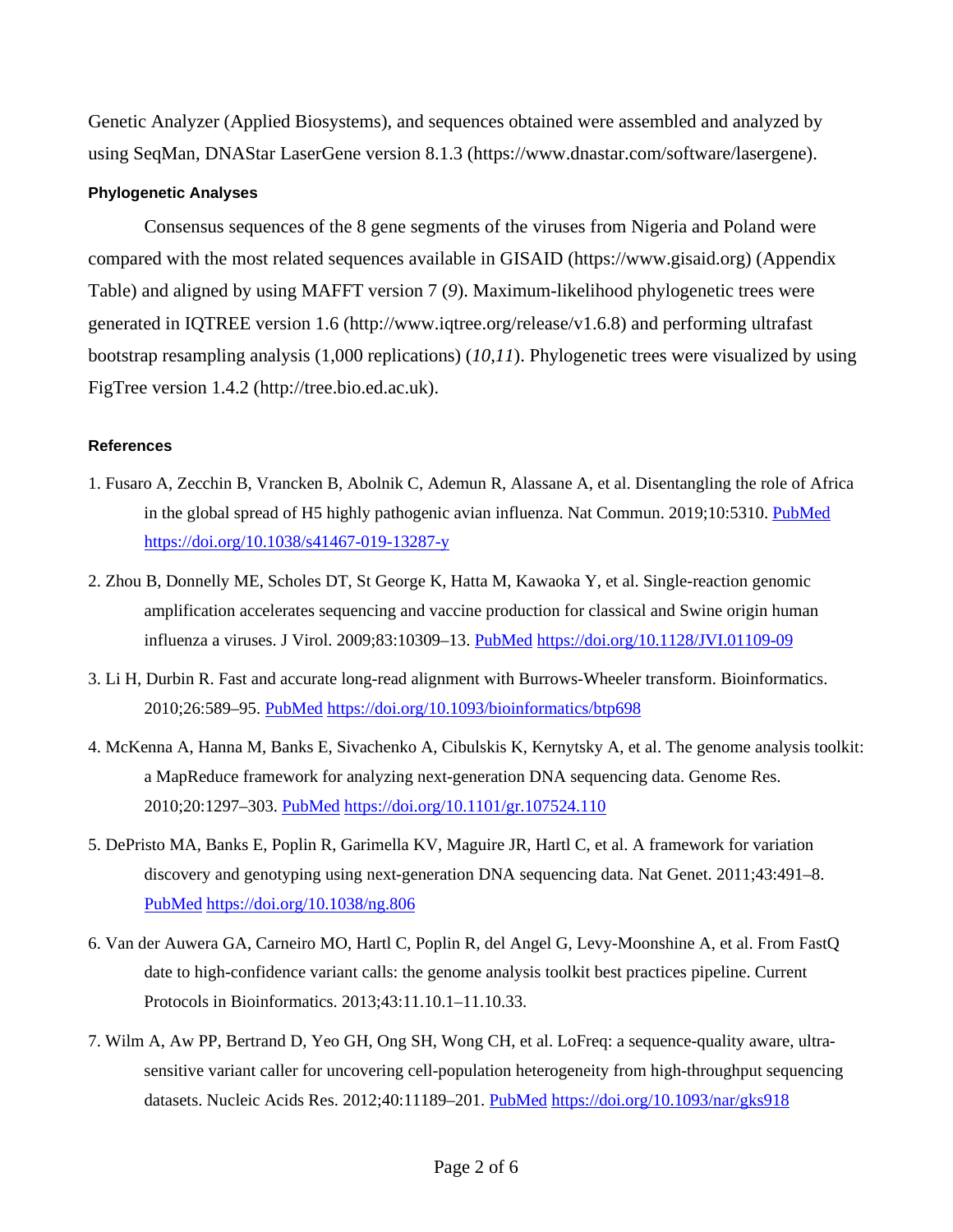Genetic Analyzer (Applied Biosystems), and sequences obtained were assembled and analyzed by using SeqMan, DNAStar LaserGene version 8.1.3 (https://www.dnastar.com/software/lasergene).

### Phylogenetic Analyses

Consensus sequences of the 8 gene segments of the viruses from Nigeria and Poland were compared with the most related sequences available in GISAID (https://www.gisaid.org) (Appendix Table) and aligned by using MAFFT version 7 (*9*). Maximum-likelihood phylogenetic trees were generated in IQTREE version 1.6 (http://www.iqtree.org/release/v1.6.8) and performing ultrafast bootstrap resampling analysis (1,000 replications) (*10,11*). Phylogenetic trees were visualized by using FigTree version 1.4.2 (http://tree.bio.ed.ac.uk).

### References

1. Fusaro A, Zecchin B, Vrancken B, Abolnik C, Ademun R, Alassane A, et al. Disentangling the role of Africa in the global spread of H5 highly pathogenic avian influenza. Nat Commun. 2019;10:5310. PubMed https://doi.org/10.1038/s41467-019-13287-y

2. Zhou B, Donnelly ME, Scholes DT, St George K, Hatta M, Kawaoka Y, et al. Single-reaction genomic amplification accelerates sequencing and vaccine production for classical and Swine origin human influenza a viruses. J Virol. 2009;83:10309–13. PubMed https://doi.org/10.1128/JVI.01109-09

3. Li H, Durbin R. Fast and accurate long-read alignment with Burrows-Wheeler transform. Bioinformatics. 2010;26:589–95. PubMed https://doi.org/10.1093/bioinformatics/btp698

4. McKenna A, Hanna M, Banks E, Sivachenko A, Cibulskis K, Kernytsky A, et al. The genome analysis toolkit: a MapReduce framework for analyzing next-generation DNA sequencing data. Genome Res. 2010;20:1297–303. PubMed https://doi.org/10.1101/gr.107524.110

5. DePristo MA, Banks E, Poplin R, Garimella KV, Maguire JR, Hartl C, et al. A framework for variation discovery and genotyping using next-generation DNA sequencing data. Nat Genet. 2011;43:491–8. PubMed https://doi.org/10.1038/ng.806

6. Van der Auwera GA, Carneiro MO, Hartl C, Poplin R, del Angel G, Levy-Moonshine A, et al. From FastQ date to high-confidence variant calls: the genome analysis toolkit best practices pipeline. Current Protocols in Bioinformatics. 2013;43:11.10.1–11.10.33.

7. Wilm A, Aw PP, Bertrand D, Yeo GH, Ong SH, Wong CH, et al. LoFreq: a sequence-quality aware, ultra-sensitive variant caller for uncovering cell-population heterogeneity from high-throughput sequencing datasets. Nucleic Acids Res. 2012;40:11189–201. PubMed https://doi.org/10.1093/nar/gks918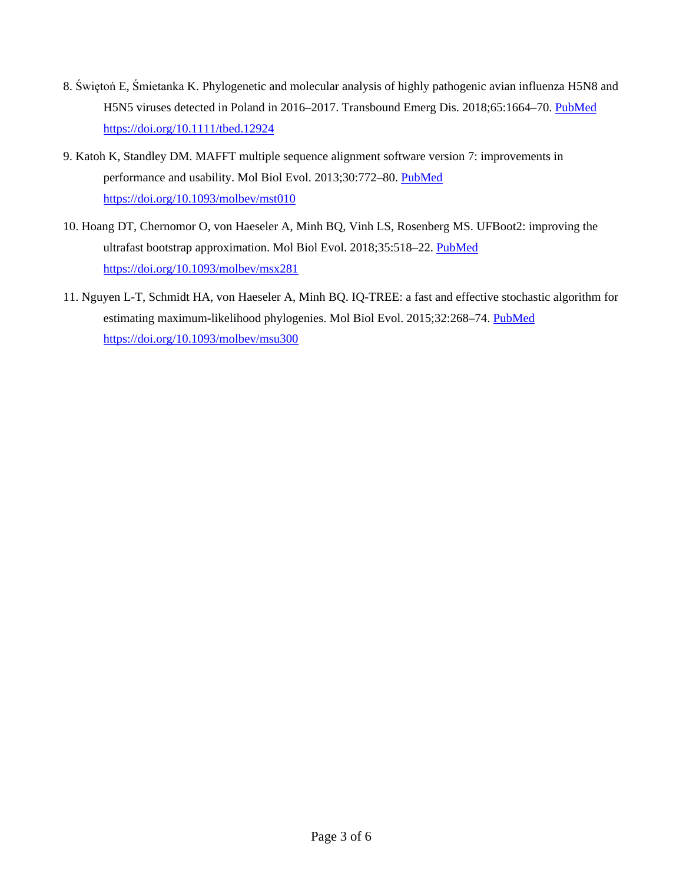8. Świętoń E, Śmietanka K. Phylogenetic and molecular analysis of highly pathogenic avian influenza H5N8 and H5N5 viruses detected in Poland in 2016–2017. Transbound Emerg Dis. 2018;65:1664–70. PubMed https://doi.org/10.1111/tbed.12924

9. Katoh K, Standley DM. MAFFT multiple sequence alignment software version 7: improvements in performance and usability. Mol Biol Evol. 2013;30:772–80. PubMed https://doi.org/10.1093/molbev/mst010

10. Hoang DT, Chernomor O, von Haeseler A, Minh BQ, Vinh LS, Rosenberg MS. UFBoot2: improving the ultrafast bootstrap approximation. Mol Biol Evol. 2018;35:518–22. PubMed https://doi.org/10.1093/molbev/msx281

11. Nguyen L-T, Schmidt HA, von Haeseler A, Minh BQ. IQ-TREE: a fast and effective stochastic algorithm for estimating maximum-likelihood phylogenies. Mol Biol Evol. 2015;32:268–74. PubMed https://doi.org/10.1093/molbev/msu300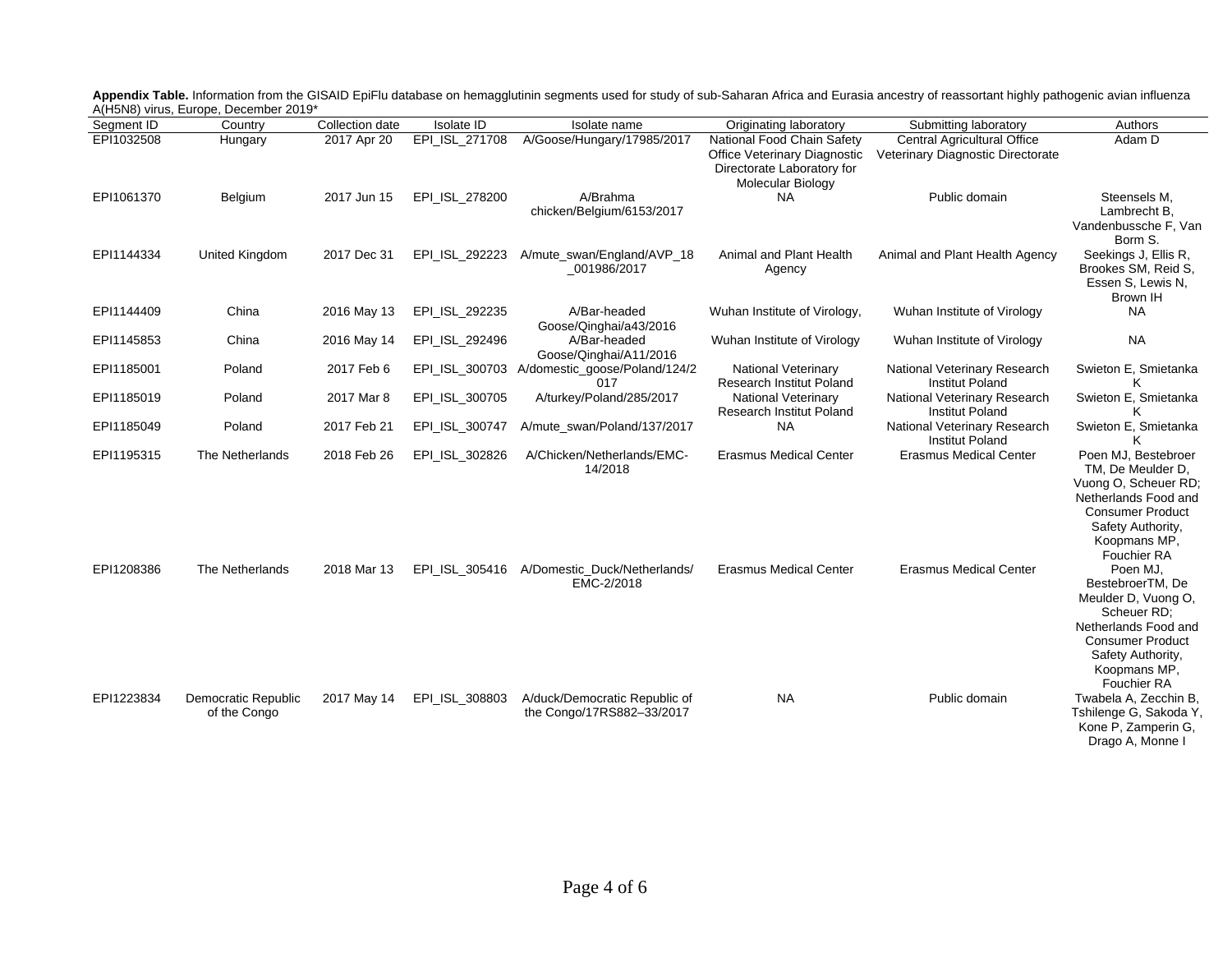**Appendix Table.** Information from the GISAID EpiFlu database on hemagglutinin segments used for study of sub-Saharan Africa and Eurasia ancestry of reassortant highly pathogenic avian influenza A(H5N8) virus, Europe, December 2019*

| Segment ID | Country | Collection date | Isolate ID | Isolate name | Originating laboratory | Submitting laboratory | Authors |
|---|---|---|---|---|---|---|---|
| EPI1032508 | Hungary | 2017 Apr 20 | EPI_ISL_271708 | A/Goose/Hungary/17985/2017 | National Food Chain Safety Office Veterinary Diagnostic Directorate Laboratory for Molecular Biology | Central Agricultural Office Veterinary Diagnostic Directorate | Adam D |
| EPI1061370 | Belgium | 2017 Jun 15 | EPI_ISL_278200 | A/Brahma chicken/Belgium/6153/2017 | NA | Public domain | Steensels M, Lambrecht B, Vandenbussche F, Van Borm S. |
| EPI1144334 | United Kingdom | 2017 Dec 31 | EPI_ISL_292223 | A/mute_swan/England/AVP_18_001986/2017 | Animal and Plant Health Agency | Animal and Plant Health Agency | Seekings J, Ellis R, Brookes SM, Reid S, Essen S, Lewis N, Brown IH |
| EPI1144409 | China | 2016 May 13 | EPI_ISL_292235 | A/Bar-headed Goose/Qinghai/a43/2016 | Wuhan Institute of Virology, | Wuhan Institute of Virology | NA |
| EPI1145853 | China | 2016 May 14 | EPI_ISL_292496 | A/Bar-headed Goose/Qinghai/A11/2016 | Wuhan Institute of Virology | Wuhan Institute of Virology | NA |
| EPI1185001 | Poland | 2017 Feb 6 | EPI_ISL_300703 | A/domestic_goose/Poland/124/2017 | National Veterinary Research Institut Poland | National Veterinary Research Institut Poland | Swieton E, Smietanka K |
| EPI1185019 | Poland | 2017 Mar 8 | EPI_ISL_300705 | A/turkey/Poland/285/2017 | National Veterinary Research Institut Poland | National Veterinary Research Institut Poland | Swieton E, Smietanka K |
| EPI1185049 | Poland | 2017 Feb 21 | EPI_ISL_300747 | A/mute_swan/Poland/137/2017 | NA | National Veterinary Research Institut Poland | Swieton E, Smietanka K |
| EPI1195315 | The Netherlands | 2018 Feb 26 | EPI_ISL_302826 | A/Chicken/Netherlands/EMC-14/2018 | Erasmus Medical Center | Erasmus Medical Center | Poen MJ, Bestebroer TM, De Meulder D, Vuong O, Scheuer RD; Netherlands Food and Consumer Product Safety Authority, Koopmans MP, Fouchier RA |
| EPI1208386 | The Netherlands | 2018 Mar 13 | EPI_ISL_305416 | A/Domestic_Duck/Netherlands/EMC-2/2018 | Erasmus Medical Center | Erasmus Medical Center | Poen MJ, BestebroerTM, De Meulder D, Vuong O, Scheuer RD; Netherlands Food and Consumer Product Safety Authority, Koopmans MP, Fouchier RA |
| EPI1223834 | Democratic Republic of the Congo | 2017 May 14 | EPI_ISL_308803 | A/duck/Democratic Republic of the Congo/17RS882–33/2017 | NA | Public domain | Twabela A, Zecchin B, Tshilenge G, Sakoda Y, Kone P, Zamperin G, Drago A, Monne I |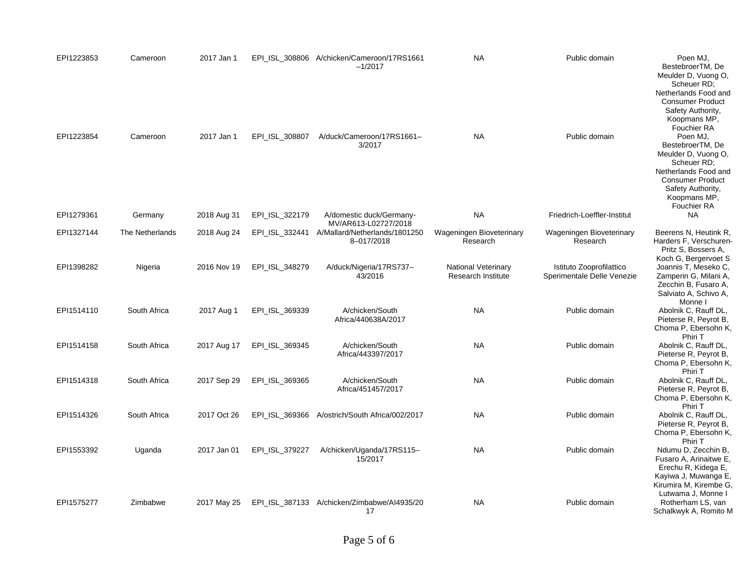| | | | | | | | |
|---|---|---|---|---|---|---|---|
| EPI1223853 | Cameroon | 2017 Jan 1 | EPI_ISL_308806 | A/chicken/Cameroon/17RS1661–1/2017 | NA | Public domain | Poen MJ, BestebroerTM, De Meulder D, Vuong O, Scheuer RD; Netherlands Food and Consumer Product Safety Authority, Koopmans MP, Fouchier RA |
| EPI1223854 | Cameroon | 2017 Jan 1 | EPI_ISL_308807 | A/duck/Cameroon/17RS1661–3/2017 | NA | Public domain | Poen MJ, BestebroerTM, De Meulder D, Vuong O, Scheuer RD; Netherlands Food and Consumer Product Safety Authority, Koopmans MP, Fouchier RA |
| EPI1279361 | Germany | 2018 Aug 31 | EPI_ISL_322179 | A/domestic duck/Germany-MV/AR613-L02727/2018 | NA | Friedrich-Loeffler-Institut | NA |
| EPI1327144 | The Netherlands | 2018 Aug 24 | EPI_ISL_332441 | A/Mallard/Netherlands/18012508–017/2018 | Wageningen Bioveterinary Research | Wageningen Bioveterinary Research | Beerens N, Heutink R, Harders F, Verschuren-Pritz S, Bossers A, Koch G, Bergervoet S |
| EPI1398282 | Nigeria | 2016 Nov 19 | EPI_ISL_348279 | A/duck/Nigeria/17RS737–43/2016 | National Veterinary Research Institute | Istituto Zooprofilattico Sperimentale Delle Venezie | Joannis T, Meseko C, Zamperin G, Milani A, Zecchin B, Fusaro A, Salviato A, Schivo A, Monne I |
| EPI1514110 | South Africa | 2017 Aug 1 | EPI_ISL_369339 | A/chicken/South Africa/440638A/2017 | NA | Public domain | Abolnik C, Rauff DL, Pieterse R, Peyrot B, Choma P, Ebersohn K, Phiri T |
| EPI1514158 | South Africa | 2017 Aug 17 | EPI_ISL_369345 | A/chicken/South Africa/443397/2017 | NA | Public domain | Abolnik C, Rauff DL, Pieterse R, Peyrot B, Choma P, Ebersohn K, Phiri T |
| EPI1514318 | South Africa | 2017 Sep 29 | EPI_ISL_369365 | A/chicken/South Africa/451457/2017 | NA | Public domain | Abolnik C, Rauff DL, Pieterse R, Peyrot B, Choma P, Ebersohn K, Phiri T |
| EPI1514326 | South Africa | 2017 Oct 26 | EPI_ISL_369366 | A/ostrich/South Africa/002/2017 | NA | Public domain | Abolnik C, Rauff DL, Pieterse R, Peyrot B, Choma P, Ebersohn K, Phiri T |
| EPI1553392 | Uganda | 2017 Jan 01 | EPI_ISL_379227 | A/chicken/Uganda/17RS115–15/2017 | NA | Public domain | Ndumu D, Zecchin B, Fusaro A, Arinaitwe E, Erechu R, Kidega E, Kayiwa J, Muwanga E, Kirumira M, Kirembe G, Lutwama J, Monne I |
| EPI1575277 | Zimbabwe | 2017 May 25 | EPI_ISL_387133 | A/chicken/Zimbabwe/AI4935/2017 | NA | Public domain | Rotherham LS, van Schalkwyk A, Romito M |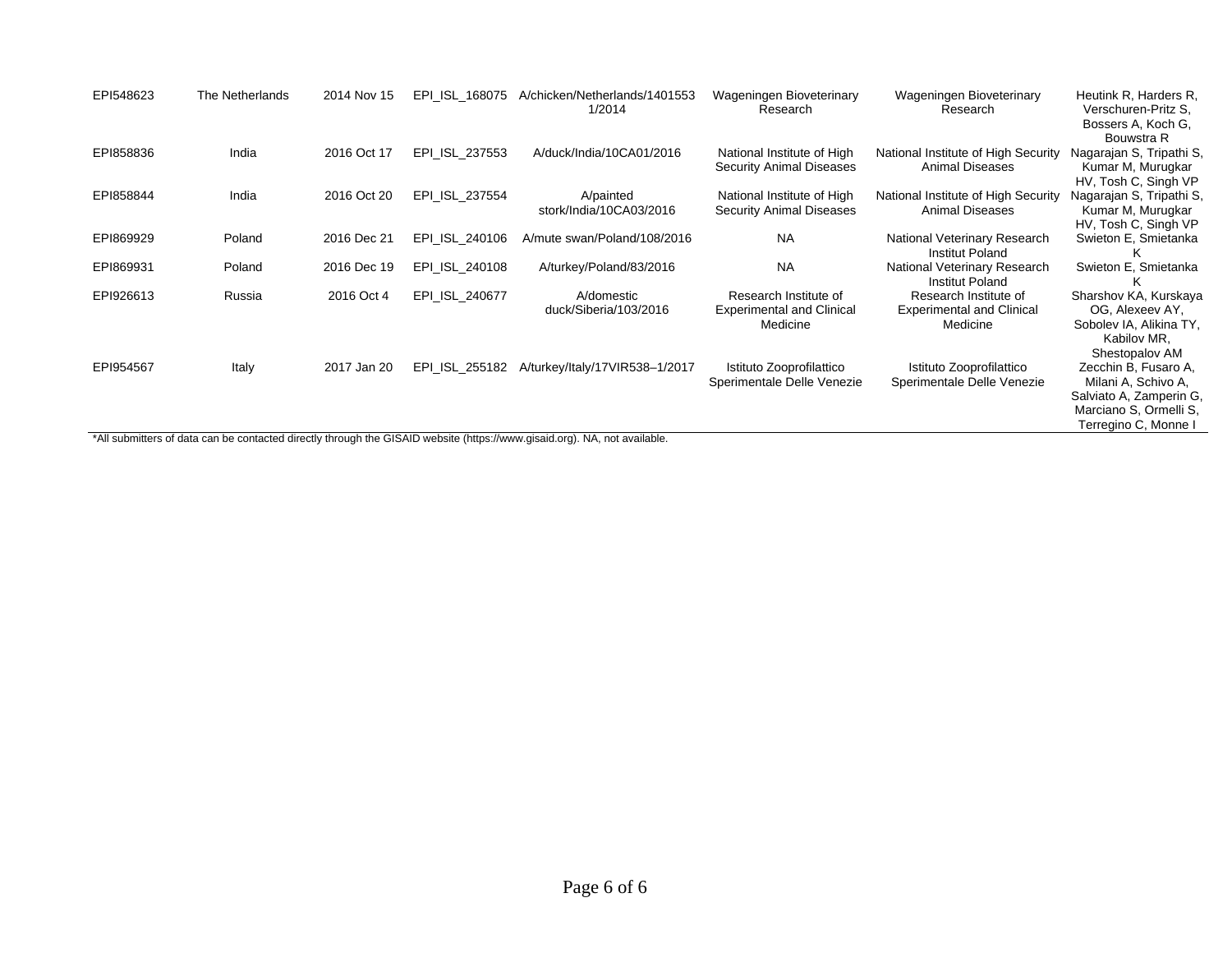| | | | | | | | |
|---|---|---|---|---|---|---|---|
| EPI548623 | The Netherlands | 2014 Nov 15 | EPI_ISL_168075 | A/chicken/Netherlands/14015531/2014 | Wageningen Bioveterinary Research | Wageningen Bioveterinary Research | Heutink R, Harders R, Verschuren-Pritz S, Bossers A, Koch G, Bouwstra R |
| EPI858836 | India | 2016 Oct 17 | EPI_ISL_237553 | A/duck/India/10CA01/2016 | National Institute of High Security Animal Diseases | National Institute of High Security Animal Diseases | Nagarajan S, Tripathi S, Kumar M, Murugkar HV, Tosh C, Singh VP |
| EPI858844 | India | 2016 Oct 20 | EPI_ISL_237554 | A/painted stork/India/10CA03/2016 | National Institute of High Security Animal Diseases | National Institute of High Security Animal Diseases | Nagarajan S, Tripathi S, Kumar M, Murugkar HV, Tosh C, Singh VP |
| EPI869929 | Poland | 2016 Dec 21 | EPI_ISL_240106 | A/mute swan/Poland/108/2016 | NA | National Veterinary Research Institut Poland | Swieton E, Smietanka K |
| EPI869931 | Poland | 2016 Dec 19 | EPI_ISL_240108 | A/turkey/Poland/83/2016 | NA | National Veterinary Research Institut Poland | Swieton E, Smietanka K |
| EPI926613 | Russia | 2016 Oct 4 | EPI_ISL_240677 | A/domestic duck/Siberia/103/2016 | Research Institute of Experimental and Clinical Medicine | Research Institute of Experimental and Clinical Medicine | Sharshov KA, Kurskaya OG, Alexeev AY, Sobolev IA, Alikina TY, Kabilov MR, Shestopalov AM |
| EPI954567 | Italy | 2017 Jan 20 | EPI_ISL_255182 | A/turkey/Italy/17VIR538–1/2017 | Istituto Zooprofilattico Sperimentale Delle Venezie | Istituto Zooprofilattico Sperimentale Delle Venezie | Zecchin B, Fusaro A, Milani A, Schivo A, Salviato A, Zamperin G, Marciano S, Ormelli S, Terregino C, Monne I |

*All submitters of data can be contacted directly through the GISAID website (https://www.gisaid.org). NA, not available.